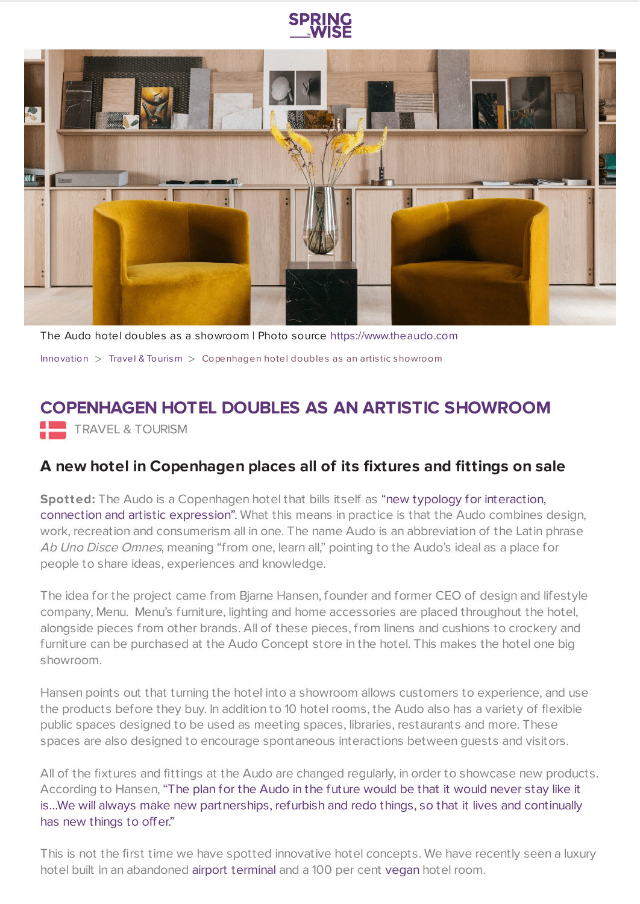The Audo hotel doubles as a showroom | Photo source https://www.theaudo.com

Innovation > Travel & Tourism > Copenhagen hotel doubles as an artistic showroom

# COPENHAGEN HOTEL DOUBLES AS AN ARTISTIC SHOWROOM

TRAVEL & TOURISM

## A new hotel in Copenhagen places all of its fixtures and fittings on sale

**Spotted:** The Audo is a Copenhagen hotel that bills itself as "new typology for interaction, connection and artistic expression". What this means in practice is that the Audo combines design, work, recreation and consumerism all in one. The name Audo is an abbreviation of the Latin phrase *Ab Uno Disce Omnes*, meaning "from one, learn all," pointing to the Audo's ideal as a place for people to share ideas, experiences and knowledge.

The idea for the project came from Bjarne Hansen, founder and former CEO of design and lifestyle company, Menu. Menu's furniture, lighting and home accessories are placed throughout the hotel, alongside pieces from other brands. All of these pieces, from linens and cushions to crockery and furniture can be purchased at the Audo Concept store in the hotel. This makes the hotel one big showroom.

Hansen points out that turning the hotel into a showroom allows customers to experience, and use the products before they buy. In addition to 10 hotel rooms, the Audo also has a variety of flexible public spaces designed to be used as meeting spaces, libraries, restaurants and more. These spaces are also designed to encourage spontaneous interactions between guests and visitors.

All of the fixtures and fittings at the Audo are changed regularly, in order to showcase new products. According to Hansen, "The plan for the Audo in the future would be that it would never stay like it is...We will always make new partnerships, refurbish and redo things, so that it lives and continually has new things to offer."

This is not the first time we have spotted innovative hotel concepts. We have recently seen a luxury hotel built in an abandoned airport terminal and a 100 per cent vegan hotel room.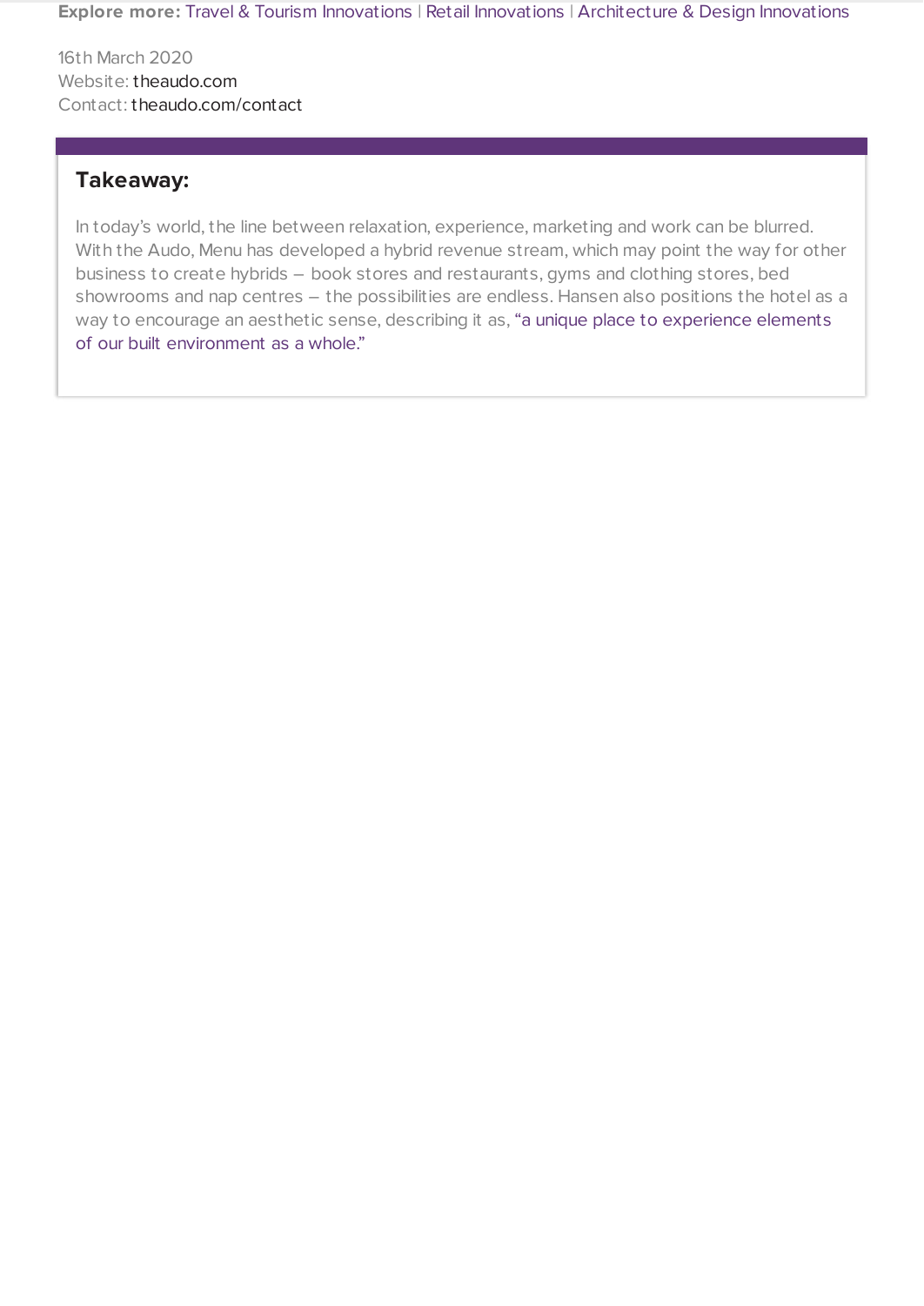**Explore more:** Travel & Tourism Innovations | Retail Innovations | Architecture & Design Innovations

16th March 2020
Website: theaudo.com
Contact: theaudo.com/contact

## Takeaway:

In today's world, the line between relaxation, experience, marketing and work can be blurred. With the Audo, Menu has developed a hybrid revenue stream, which may point the way for other business to create hybrids – book stores and restaurants, gyms and clothing stores, bed showrooms and nap centres – the possibilities are endless. Hansen also positions the hotel as a way to encourage an aesthetic sense, describing it as, "a unique place to experience elements of our built environment as a whole."